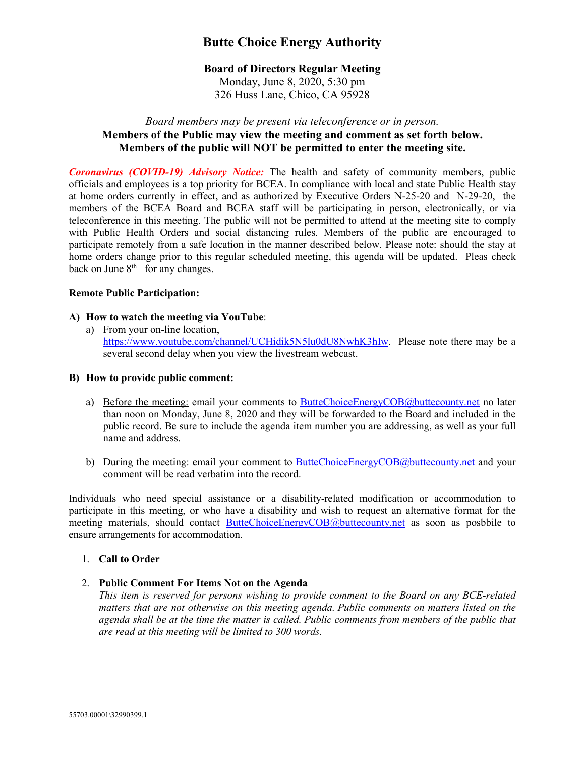# Butte Choice Energy Authority

**Board of Directors Regular Meeting**
Monday, June 8, 2020, 5:30 pm
326 Huss Lane, Chico, CA 95928

*Board members may be present via teleconference or in person.*
**Members of the Public may view the meeting and comment as set forth below.**
**Members of the public will NOT be permitted to enter the meeting site.**

***Coronavirus (COVID-19) Advisory Notice:*** The health and safety of community members, public officials and employees is a top priority for BCEA. In compliance with local and state Public Health stay at home orders currently in effect, and as authorized by Executive Orders N-25-20 and N-29-20, the members of the BCEA Board and BCEA staff will be participating in person, electronically, or via teleconference in this meeting. The public will not be permitted to attend at the meeting site to comply with Public Health Orders and social distancing rules. Members of the public are encouraged to participate remotely from a safe location in the manner described below. Please note: should the stay at home orders change prior to this regular scheduled meeting, this agenda will be updated. Pleas check back on June 8th for any changes.

**Remote Public Participation:**

**A) How to watch the meeting via YouTube**:

a) From your on-line location, https://www.youtube.com/channel/UCHidik5N5lu0dU8NwhK3hIw. Please note there may be a several second delay when you view the livestream webcast.

**B) How to provide public comment:**

a) Before the meeting: email your comments to ButteChoiceEnergyCOB@buttecounty.net no later than noon on Monday, June 8, 2020 and they will be forwarded to the Board and included in the public record. Be sure to include the agenda item number you are addressing, as well as your full name and address.

b) During the meeting: email your comment to ButteChoiceEnergyCOB@buttecounty.net and your comment will be read verbatim into the record.

Individuals who need special assistance or a disability-related modification or accommodation to participate in this meeting, or who have a disability and wish to request an alternative format for the meeting materials, should contact ButteChoiceEnergyCOB@buttecounty.net as soon as posbbile to ensure arrangements for accommodation.

1. **Call to Order**

2. **Public Comment For Items Not on the Agenda**
   *This item is reserved for persons wishing to provide comment to the Board on any BCE-related matters that are not otherwise on this meeting agenda. Public comments on matters listed on the agenda shall be at the time the matter is called. Public comments from members of the public that are read at this meeting will be limited to 300 words.*

55703.00001\32990399.1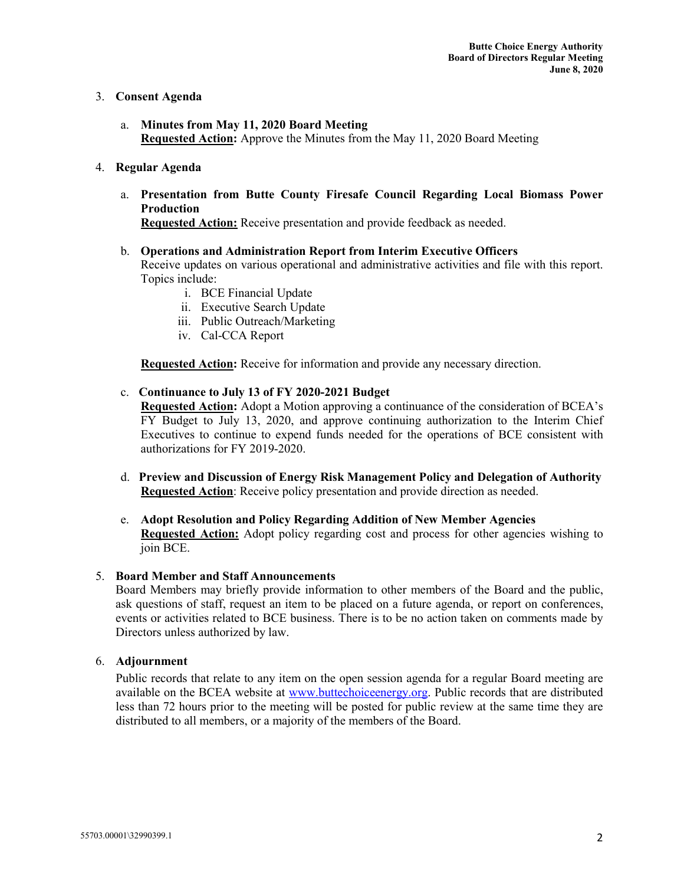3. **Consent Agenda**

   a. **Minutes from May 11, 2020 Board Meeting**
   **Requested Action:** Approve the Minutes from the May 11, 2020 Board Meeting

4. **Regular Agenda**

   a. **Presentation from Butte County Firesafe Council Regarding Local Biomass Power Production**
   **Requested Action:** Receive presentation and provide feedback as needed.

   b. **Operations and Administration Report from Interim Executive Officers**
   Receive updates on various operational and administrative activities and file with this report. Topics include:
      i. BCE Financial Update
      ii. Executive Search Update
      iii. Public Outreach/Marketing
      iv. Cal-CCA Report

   **Requested Action:** Receive for information and provide any necessary direction.

   c. **Continuance to July 13 of FY 2020-2021 Budget**
   **Requested Action:** Adopt a Motion approving a continuance of the consideration of BCEA's FY Budget to July 13, 2020, and approve continuing authorization to the Interim Chief Executives to continue to expend funds needed for the operations of BCE consistent with authorizations for FY 2019-2020.

   d. **Preview and Discussion of Energy Risk Management Policy and Delegation of Authority**
   **Requested Action**: Receive policy presentation and provide direction as needed.

   e. **Adopt Resolution and Policy Regarding Addition of New Member Agencies**
   **Requested Action:** Adopt policy regarding cost and process for other agencies wishing to join BCE.

5. **Board Member and Staff Announcements**
   Board Members may briefly provide information to other members of the Board and the public, ask questions of staff, request an item to be placed on a future agenda, or report on conferences, events or activities related to BCE business. There is to be no action taken on comments made by Directors unless authorized by law.

6. **Adjournment**
   Public records that relate to any item on the open session agenda for a regular Board meeting are available on the BCEA website at www.buttechoiceenergy.org. Public records that are distributed less than 72 hours prior to the meeting will be posted for public review at the same time they are distributed to all members, or a majority of the members of the Board.

55703.00001\32990399.1